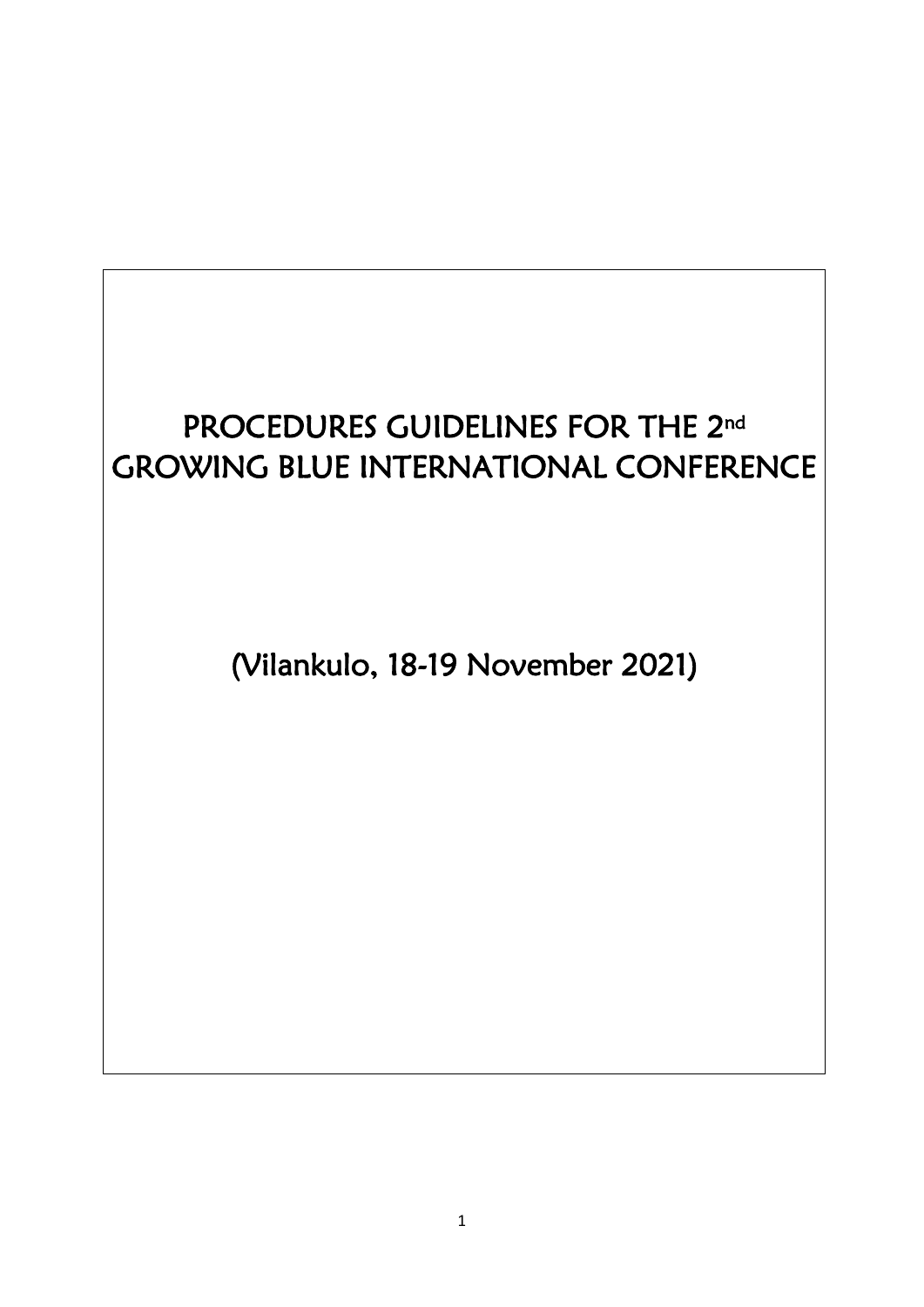# PROCEDURES GUIDELINES FOR THE 2nd GROWING BLUE INTERNATIONAL CONFERENCE

(Vilankulo, 18-19 November 2021)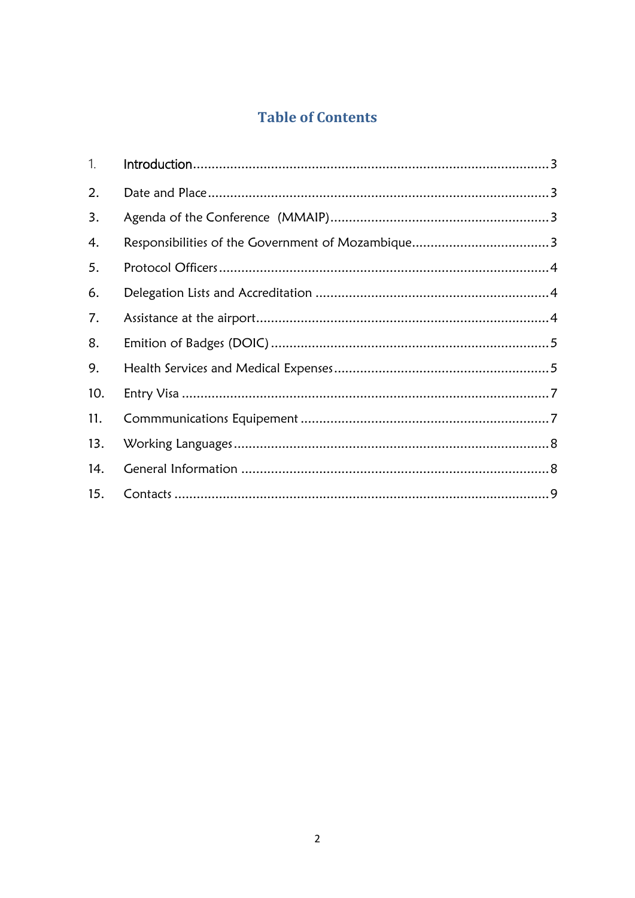# Table of Contents

1. Introduction ........................................................................................ 3
2. Date and Place ..................................................................................... 3
3. Agenda of the Conference  (MMAIP) ....................................................... 3
4. Responsibilities of the Government of Mozambique .................................... 3
5. Protocol Officers ................................................................................... 4
6. Delegation Lists and Accreditation ......................................................... 4
7. Assistance at the airport ........................................................................ 4
8. Emition of Badges (DOIC) ..................................................................... 5
9. Health Services and Medical Expenses ..................................................... 5
10. Entry Visa ........................................................................................... 7
11. Commmunications Equipement ............................................................. 7
13. Working Languages ............................................................................. 8
14. General Information ............................................................................ 8
15. Contacts ............................................................................................. 9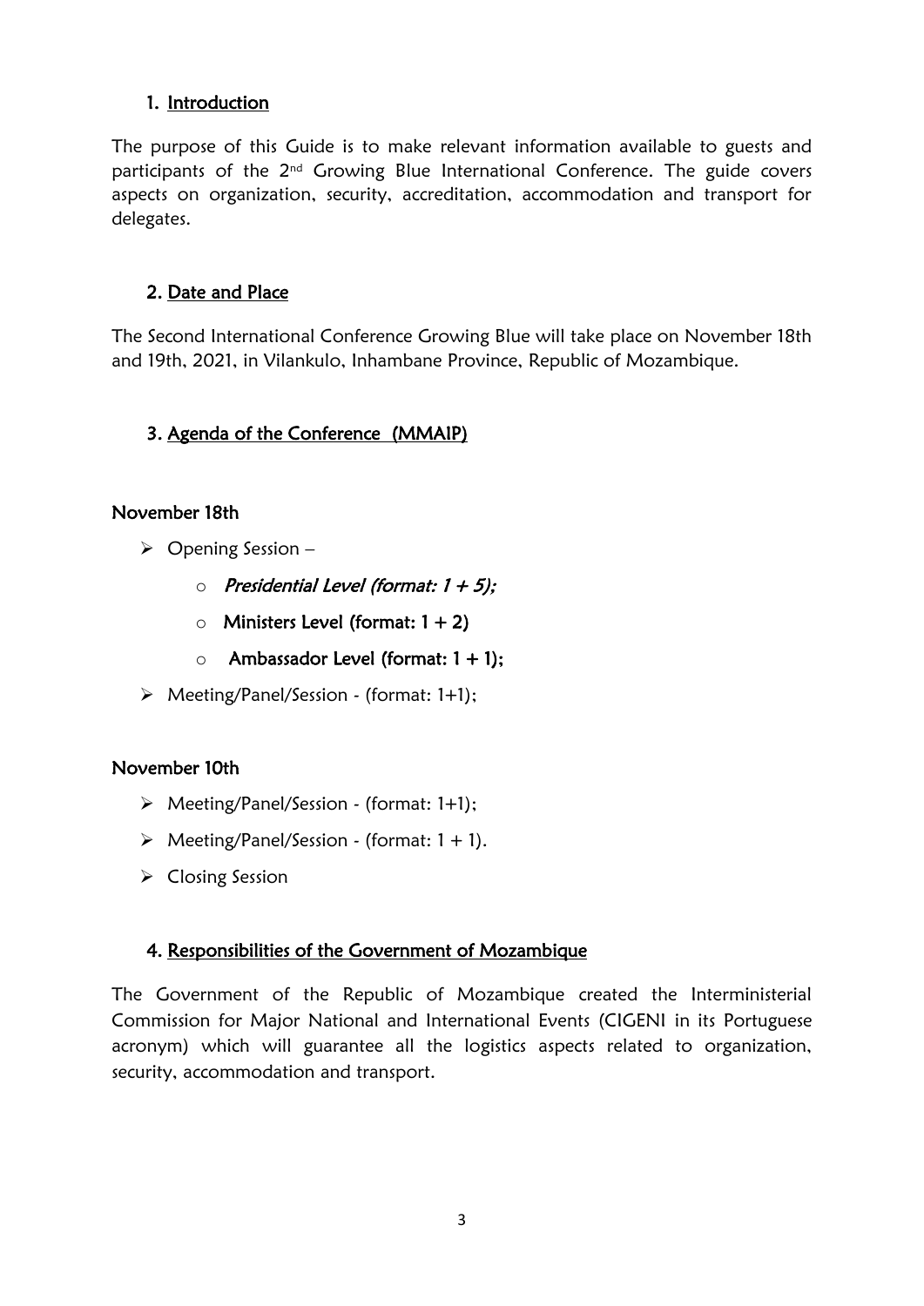## 1. Introduction

The purpose of this Guide is to make relevant information available to guests and participants of the 2nd Growing Blue International Conference. The guide covers aspects on organization, security, accreditation, accommodation and transport for delegates.

## 2. Date and Place

The Second International Conference Growing Blue will take place on November 18th and 19th, 2021, in Vilankulo, Inhambane Province, Republic of Mozambique.

## 3. Agenda of the Conference (MMAIP)

### November 18th

- Opening Session –
  - ***Presidential Level (format: 1 + 5);***
  - **Ministers Level (format: 1 + 2)**
  - **Ambassador Level (format: 1 + 1);**
- Meeting/Panel/Session - (format: 1+1);

### November 10th

- Meeting/Panel/Session - (format: 1+1);
- Meeting/Panel/Session - (format: 1 + 1).
- Closing Session

## 4. Responsibilities of the Government of Mozambique

The Government of the Republic of Mozambique created the Interministerial Commission for Major National and International Events (CIGENI in its Portuguese acronym) which will guarantee all the logistics aspects related to organization, security, accommodation and transport.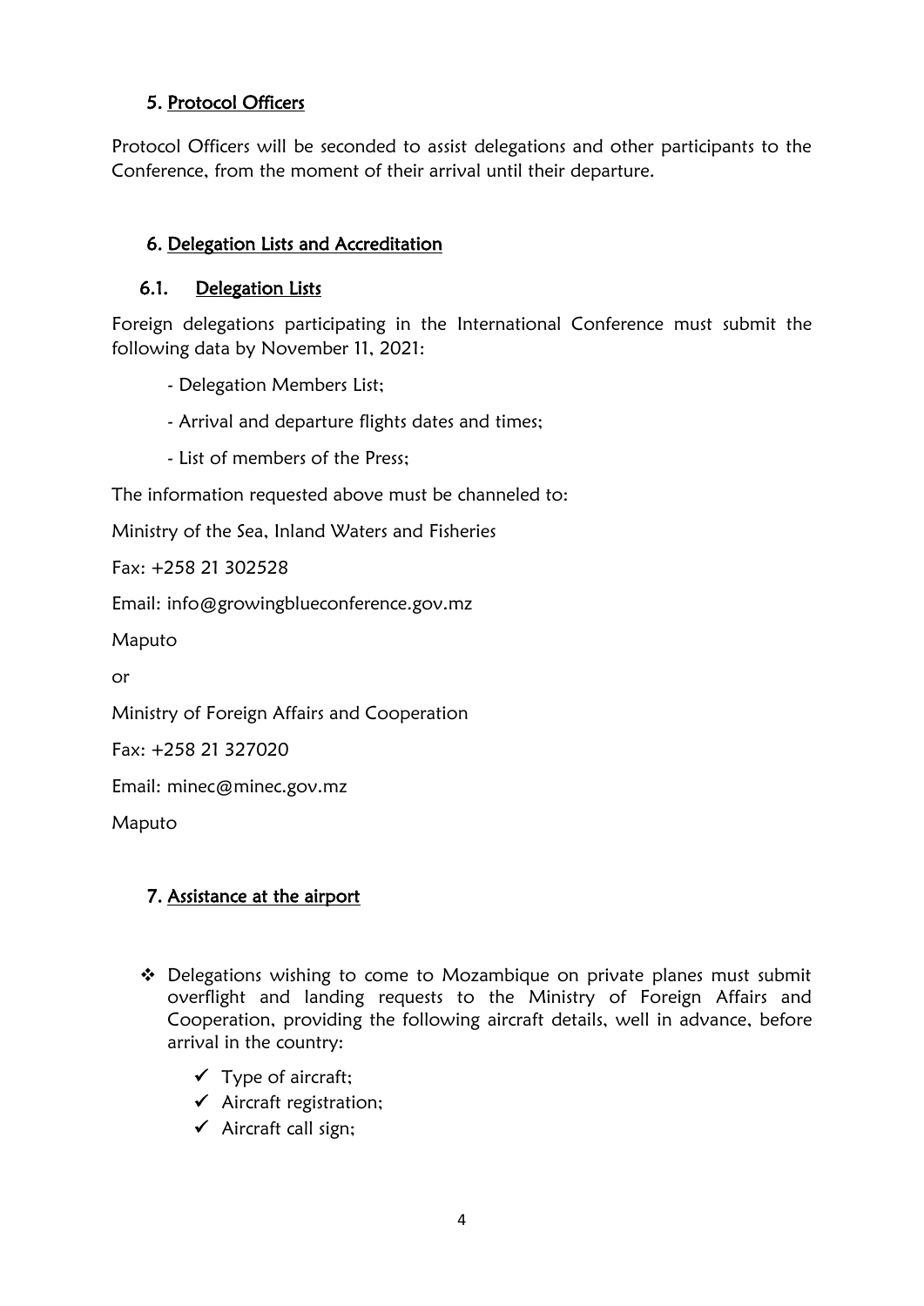## 5. Protocol Officers

Protocol Officers will be seconded to assist delegations and other participants to the Conference, from the moment of their arrival until their departure.

## 6. Delegation Lists and Accreditation

### 6.1. Delegation Lists

Foreign delegations participating in the International Conference must submit the following data by November 11, 2021:

- Delegation Members List;
- Arrival and departure flights dates and times;
- List of members of the Press;

The information requested above must be channeled to:

Ministry of the Sea, Inland Waters and Fisheries

Fax: +258 21 302528

Email: info@growingblueconference.gov.mz

Maputo

or

Ministry of Foreign Affairs and Cooperation

Fax: +258 21 327020

Email: minec@minec.gov.mz

Maputo

## 7. Assistance at the airport

- Delegations wishing to come to Mozambique on private planes must submit overflight and landing requests to the Ministry of Foreign Affairs and Cooperation, providing the following aircraft details, well in advance, before arrival in the country:
  - ✓ Type of aircraft;
  - ✓ Aircraft registration;
  - ✓ Aircraft call sign;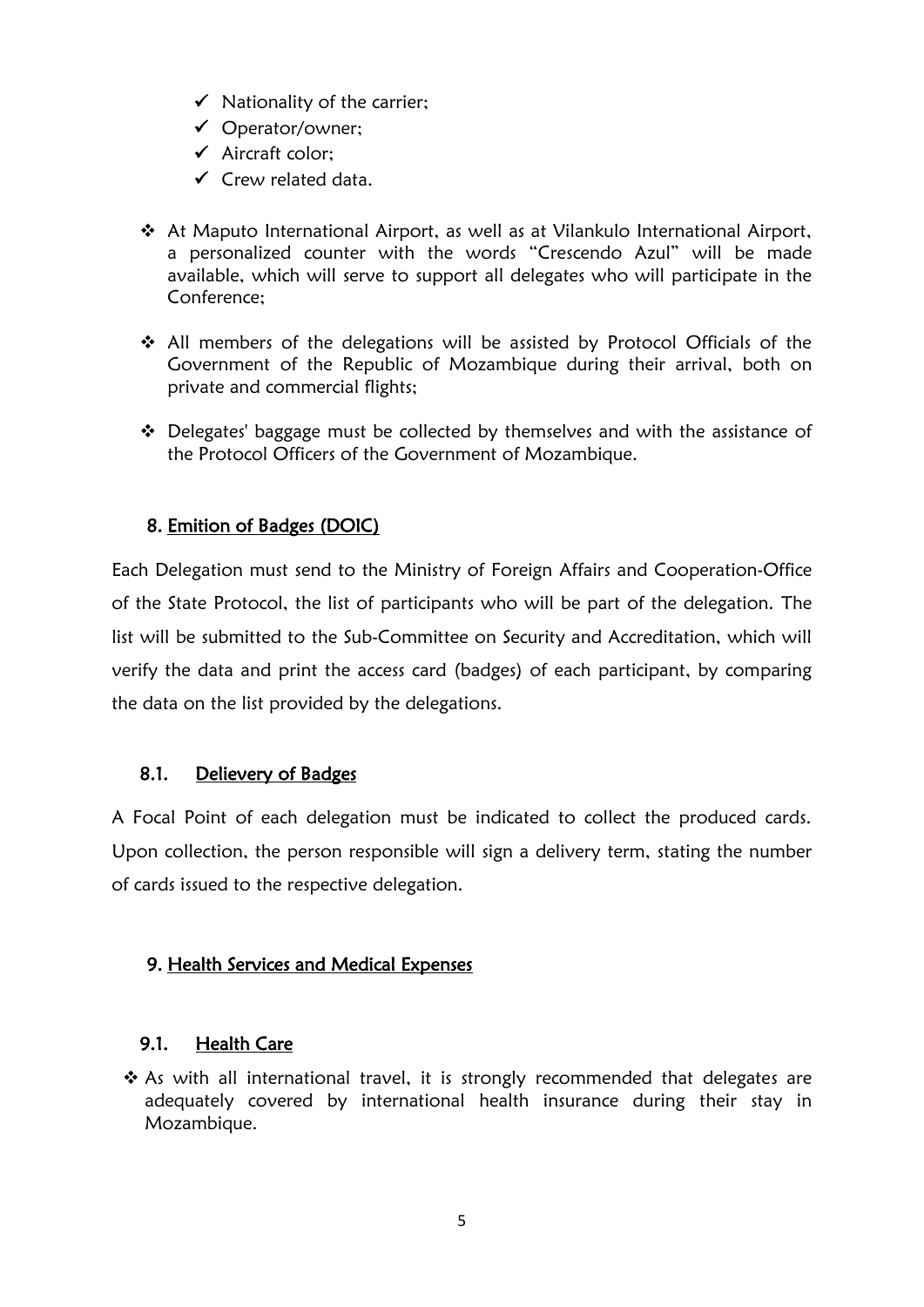- ✓ Nationality of the carrier;
- ✓ Operator/owner;
- ✓ Aircraft color;
- ✓ Crew related data.

- ❖ At Maputo International Airport, as well as at Vilankulo International Airport, a personalized counter with the words "Crescendo Azul" will be made available, which will serve to support all delegates who will participate in the Conference;

- ❖ All members of the delegations will be assisted by Protocol Officials of the Government of the Republic of Mozambique during their arrival, both on private and commercial flights;

- ❖ Delegates' baggage must be collected by themselves and with the assistance of the Protocol Officers of the Government of Mozambique.

## 8. Emition of Badges (DOIC)

Each Delegation must send to the Ministry of Foreign Affairs and Cooperation-Office of the State Protocol, the list of participants who will be part of the delegation. The list will be submitted to the Sub-Committee on Security and Accreditation, which will verify the data and print the access card (badges) of each participant, by comparing the data on the list provided by the delegations.

### 8.1. Delievery of Badges

A Focal Point of each delegation must be indicated to collect the produced cards. Upon collection, the person responsible will sign a delivery term, stating the number of cards issued to the respective delegation.

## 9. Health Services and Medical Expenses

### 9.1. Health Care

- ❖ As with all international travel, it is strongly recommended that delegates are adequately covered by international health insurance during their stay in Mozambique.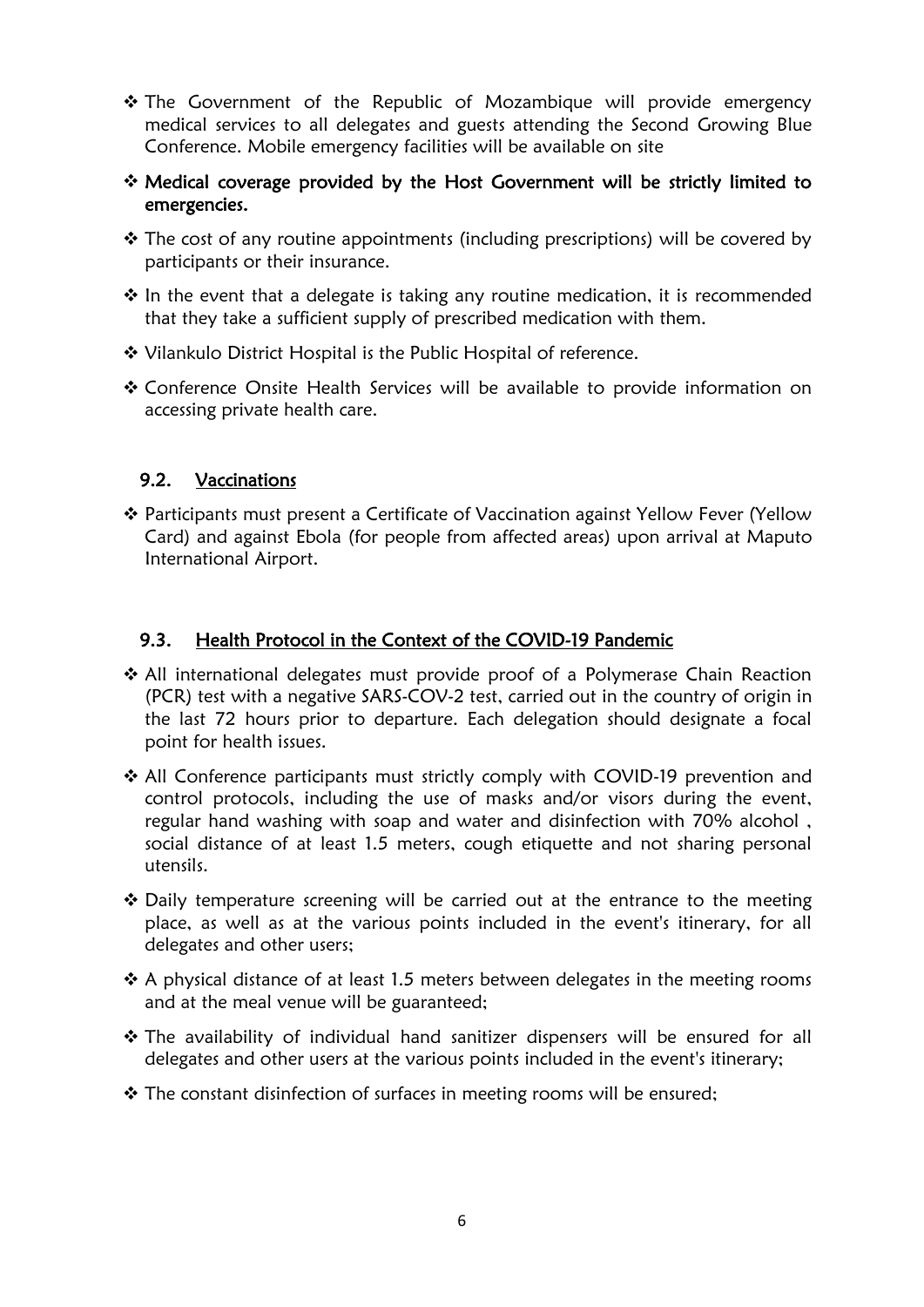- The Government of the Republic of Mozambique will provide emergency medical services to all delegates and guests attending the Second Growing Blue Conference. Mobile emergency facilities will be available on site
- **Medical coverage provided by the Host Government will be strictly limited to emergencies.**
- The cost of any routine appointments (including prescriptions) will be covered by participants or their insurance.
- In the event that a delegate is taking any routine medication, it is recommended that they take a sufficient supply of prescribed medication with them.
- Vilankulo District Hospital is the Public Hospital of reference.
- Conference Onsite Health Services will be available to provide information on accessing private health care.

### 9.2. Vaccinations

- Participants must present a Certificate of Vaccination against Yellow Fever (Yellow Card) and against Ebola (for people from affected areas) upon arrival at Maputo International Airport.

### 9.3. Health Protocol in the Context of the COVID-19 Pandemic

- All international delegates must provide proof of a Polymerase Chain Reaction (PCR) test with a negative SARS-COV-2 test, carried out in the country of origin in the last 72 hours prior to departure. Each delegation should designate a focal point for health issues.
- All Conference participants must strictly comply with COVID-19 prevention and control protocols, including the use of masks and/or visors during the event, regular hand washing with soap and water and disinfection with 70% alcohol , social distance of at least 1.5 meters, cough etiquette and not sharing personal utensils.
- Daily temperature screening will be carried out at the entrance to the meeting place, as well as at the various points included in the event's itinerary, for all delegates and other users;
- A physical distance of at least 1.5 meters between delegates in the meeting rooms and at the meal venue will be guaranteed;
- The availability of individual hand sanitizer dispensers will be ensured for all delegates and other users at the various points included in the event's itinerary;
- The constant disinfection of surfaces in meeting rooms will be ensured;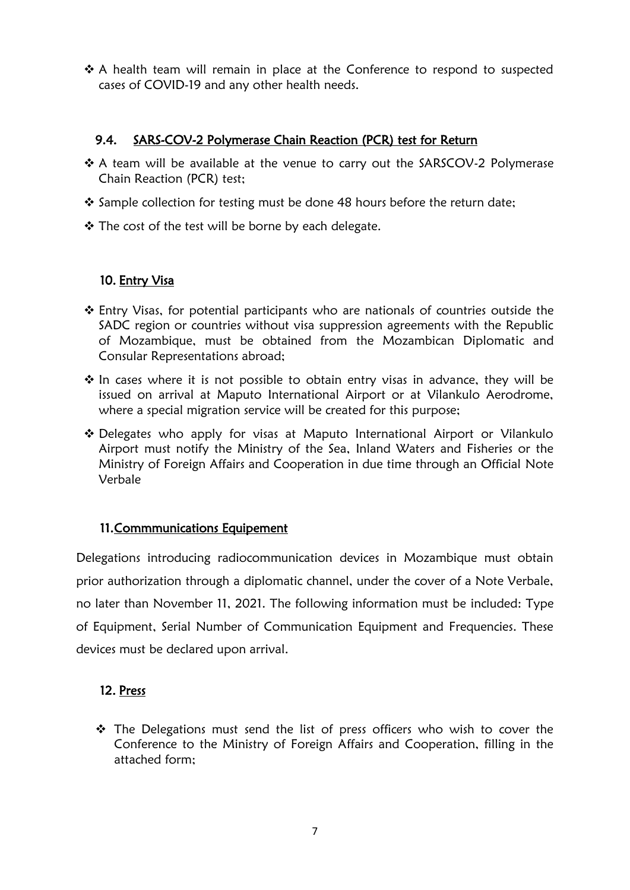- A health team will remain in place at the Conference to respond to suspected cases of COVID-19 and any other health needs.

### 9.4. SARS-COV-2 Polymerase Chain Reaction (PCR) test for Return

- A team will be available at the venue to carry out the SARSCOV-2 Polymerase Chain Reaction (PCR) test;
- Sample collection for testing must be done 48 hours before the return date;
- The cost of the test will be borne by each delegate.

## 10. Entry Visa

- Entry Visas, for potential participants who are nationals of countries outside the SADC region or countries without visa suppression agreements with the Republic of Mozambique, must be obtained from the Mozambican Diplomatic and Consular Representations abroad;
- In cases where it is not possible to obtain entry visas in advance, they will be issued on arrival at Maputo International Airport or at Vilankulo Aerodrome, where a special migration service will be created for this purpose;
- Delegates who apply for visas at Maputo International Airport or Vilankulo Airport must notify the Ministry of the Sea, Inland Waters and Fisheries or the Ministry of Foreign Affairs and Cooperation in due time through an Official Note Verbale

## 11.Commmunications Equipement

Delegations introducing radiocommunication devices in Mozambique must obtain prior authorization through a diplomatic channel, under the cover of a Note Verbale, no later than November 11, 2021. The following information must be included: Type of Equipment, Serial Number of Communication Equipment and Frequencies. These devices must be declared upon arrival.

## 12. Press

- The Delegations must send the list of press officers who wish to cover the Conference to the Ministry of Foreign Affairs and Cooperation, filling in the attached form;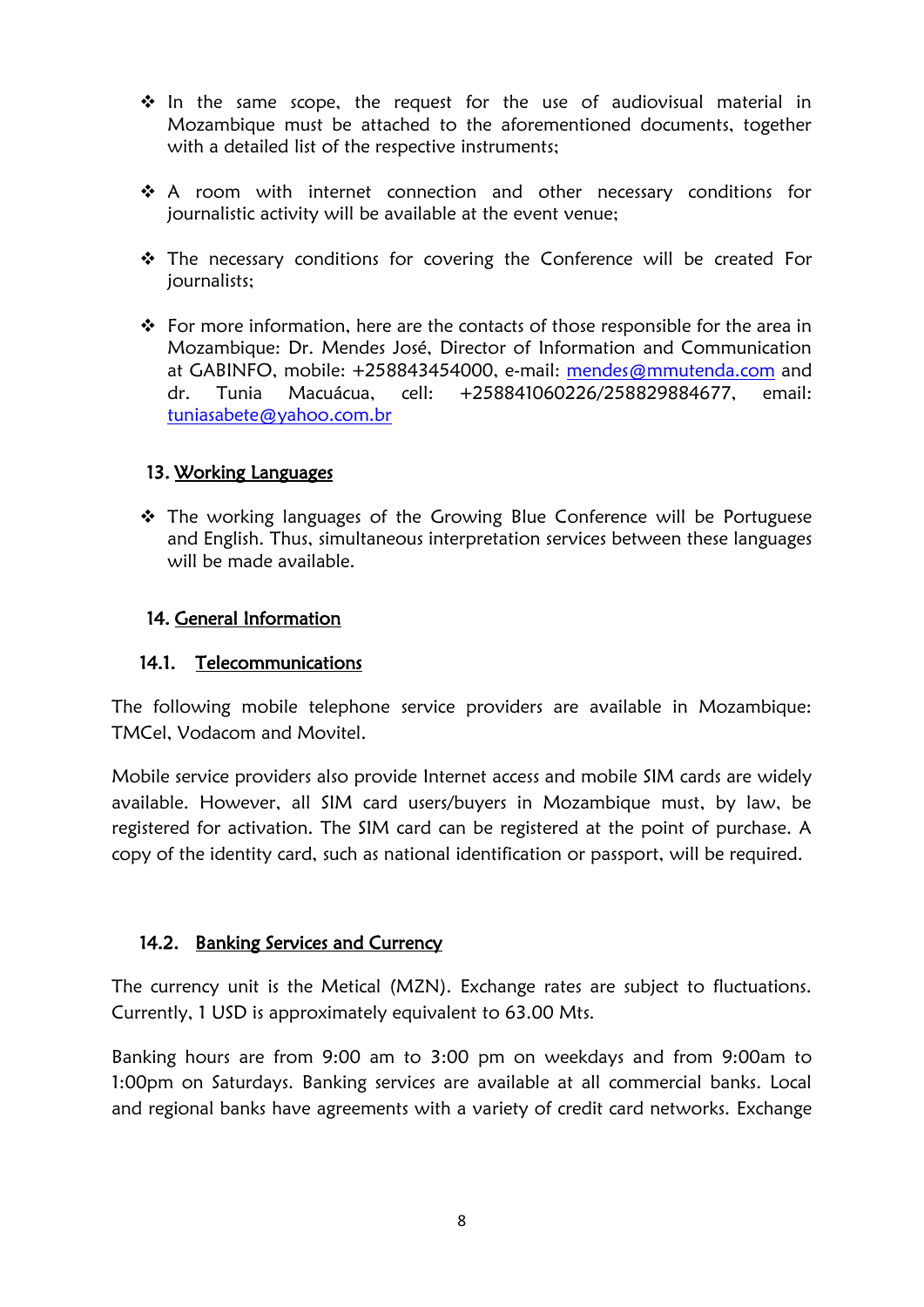- In the same scope, the request for the use of audiovisual material in Mozambique must be attached to the aforementioned documents, together with a detailed list of the respective instruments;

- A room with internet connection and other necessary conditions for journalistic activity will be available at the event venue;

- The necessary conditions for covering the Conference will be created For journalists;

- For more information, here are the contacts of those responsible for the area in Mozambique: Dr. Mendes José, Director of Information and Communication at GABINFO, mobile: +258843454000, e-mail: mendes@mmutenda.com and dr. Tunia Macuácua, cell: +258841060226/258829884677, email: tuniasabete@yahoo.com.br

## 13. Working Languages

- The working languages of the Growing Blue Conference will be Portuguese and English. Thus, simultaneous interpretation services between these languages will be made available.

## 14. General Information

### 14.1. Telecommunications

The following mobile telephone service providers are available in Mozambique: TMCel, Vodacom and Movitel.

Mobile service providers also provide Internet access and mobile SIM cards are widely available. However, all SIM card users/buyers in Mozambique must, by law, be registered for activation. The SIM card can be registered at the point of purchase. A copy of the identity card, such as national identification or passport, will be required.

### 14.2. Banking Services and Currency

The currency unit is the Metical (MZN). Exchange rates are subject to fluctuations. Currently, 1 USD is approximately equivalent to 63.00 Mts.

Banking hours are from 9:00 am to 3:00 pm on weekdays and from 9:00am to 1:00pm on Saturdays. Banking services are available at all commercial banks. Local and regional banks have agreements with a variety of credit card networks. Exchange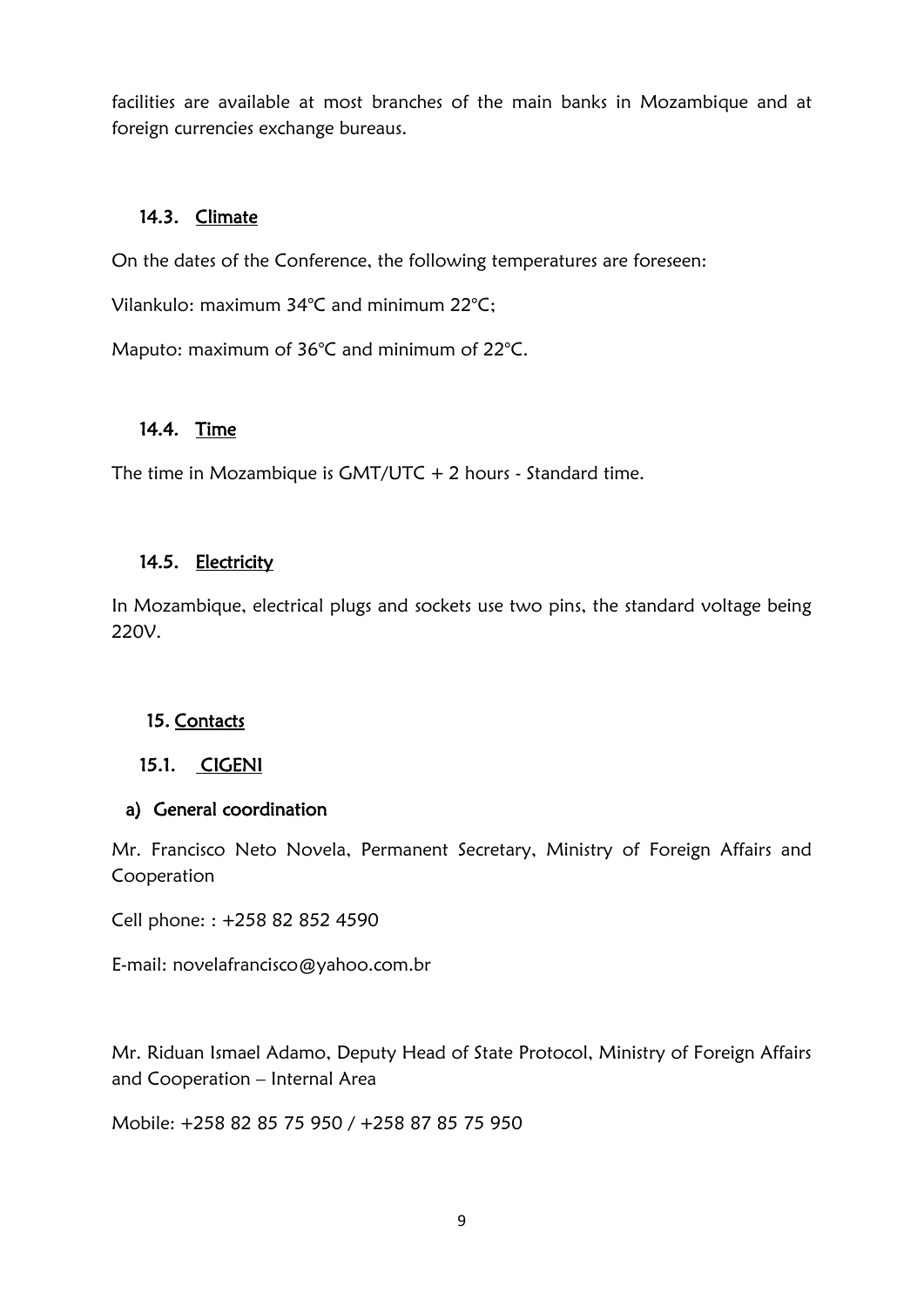facilities are available at most branches of the main banks in Mozambique and at foreign currencies exchange bureaus.

### 14.3. Climate

On the dates of the Conference, the following temperatures are foreseen:

Vilankulo: maximum 34°C and minimum 22°C;

Maputo: maximum of 36°C and minimum of 22°C.

### 14.4. Time

The time in Mozambique is GMT/UTC + 2 hours - Standard time.

### 14.5. Electricity

In Mozambique, electrical plugs and sockets use two pins, the standard voltage being 220V.

## 15. Contacts

### 15.1. CIGENI

#### a) General coordination

Mr. Francisco Neto Novela, Permanent Secretary, Ministry of Foreign Affairs and Cooperation

Cell phone: : +258 82 852 4590

E-mail: novelafrancisco@yahoo.com.br

Mr. Riduan Ismael Adamo, Deputy Head of State Protocol, Ministry of Foreign Affairs and Cooperation – Internal Area

Mobile: +258 82 85 75 950 / +258 87 85 75 950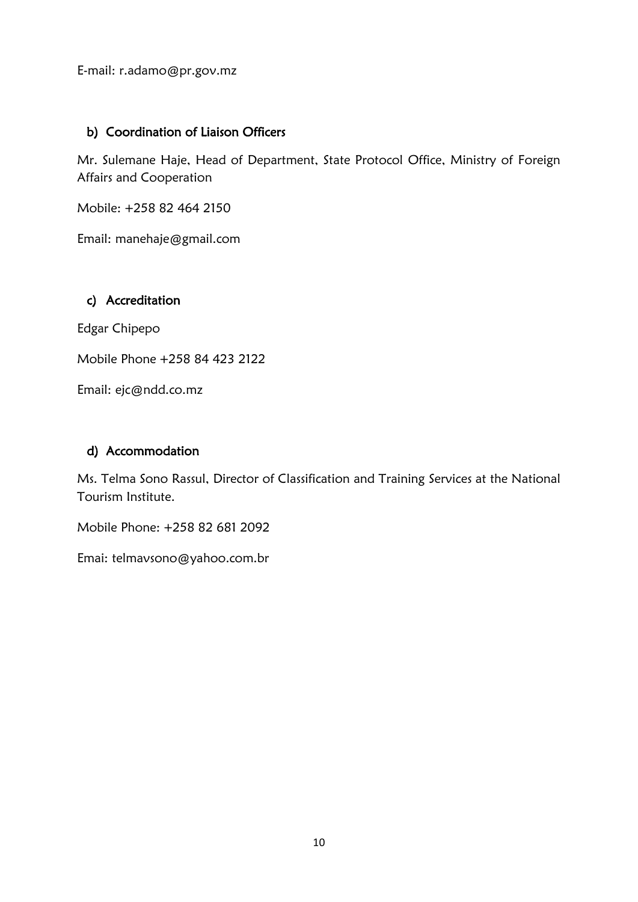E-mail: r.adamo@pr.gov.mz

### b) Coordination of Liaison Officers

Mr. Sulemane Haje, Head of Department, State Protocol Office, Ministry of Foreign Affairs and Cooperation

Mobile: +258 82 464 2150

Email: manehaje@gmail.com

### c) Accreditation

Edgar Chipepo

Mobile Phone +258 84 423 2122

Email: ejc@ndd.co.mz

### d) Accommodation

Ms. Telma Sono Rassul, Director of Classification and Training Services at the National Tourism Institute.

Mobile Phone: +258 82 681 2092

Emai: telmavsono@yahoo.com.br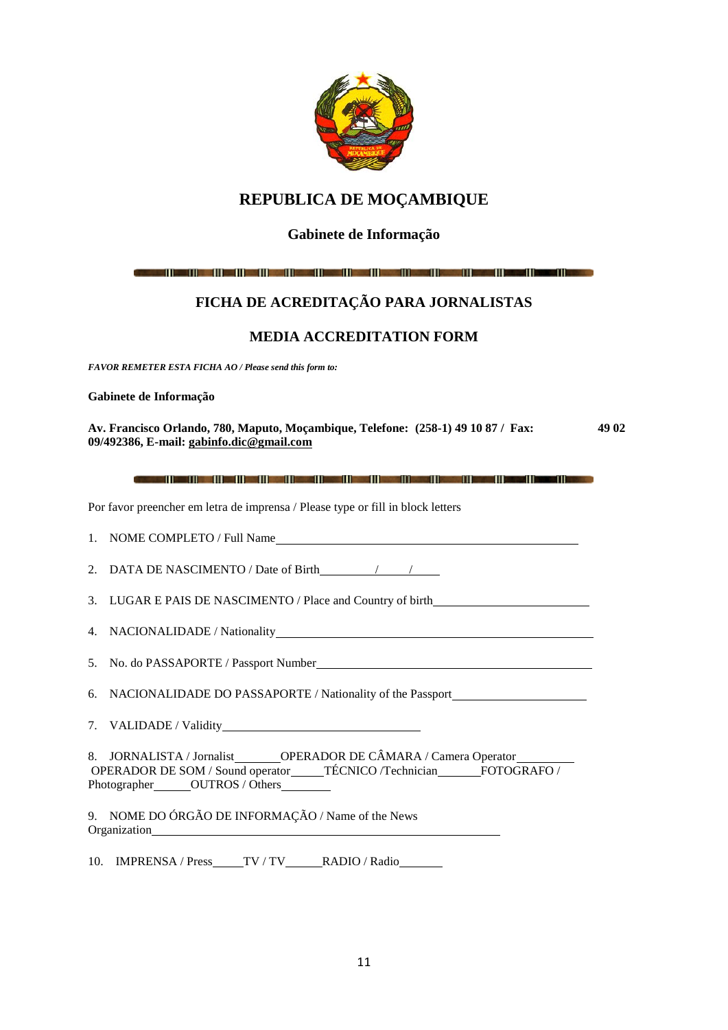# REPUBLICA DE MOÇAMBIQUE

## Gabinete de Informação

## FICHA DE ACREDITAÇÃO PARA JORNALISTAS

## MEDIA ACCREDITATION FORM

***FAVOR REMETER ESTA FICHA AO / Please send this form to:***

**Gabinete de Informação**

**Av. Francisco Orlando, 780, Maputo, Moçambique, Telefone: (258-1) 49 10 87 / Fax: 49 02 09/492386, E-mail: gabinfo.dic@gmail.com**

Por favor preencher em letra de imprensa / Please type or fill in block letters

1. NOME COMPLETO / Full Name\_\_\_\_\_\_\_\_\_\_\_\_\_\_\_\_\_\_\_\_\_\_\_\_\_\_\_\_\_\_\_\_\_\_\_\_\_\_\_\_
2. DATA DE NASCIMENTO / Date of Birth\_\_\_\_\_\_\_\_/\_\_\_\_/\_\_\_\_
3. LUGAR E PAIS DE NASCIMENTO / Place and Country of birth\_\_\_\_\_\_\_\_\_\_\_\_\_\_\_\_\_\_\_\_\_\_
4. NACIONALIDADE / Nationality\_\_\_\_\_\_\_\_\_\_\_\_\_\_\_\_\_\_\_\_\_\_\_\_\_\_\_\_\_\_\_\_\_\_\_\_\_\_\_\_\_
5. No. do PASSAPORTE / Passport Number\_\_\_\_\_\_\_\_\_\_\_\_\_\_\_\_\_\_\_\_\_\_\_\_\_\_\_\_\_\_\_\_\_\_\_\_
6. NACIONALIDADE DO PASSAPORTE / Nationality of the Passport\_\_\_\_\_\_\_\_\_\_\_\_\_\_\_\_\_\_\_\_
7. VALIDADE / Validity\_\_\_\_\_\_\_\_\_\_\_\_\_\_\_\_\_\_\_\_\_\_\_\_\_\_\_\_\_\_
8. JORNALISTA / Jornalist\_\_\_\_\_\_\_OPERADOR DE CÂMARA / Camera Operator\_\_\_\_\_\_\_\_ OPERADOR DE SOM / Sound operator\_\_\_\_\_TÉCNICO /Technician\_\_\_\_\_\_\_FOTOGRAFO / Photographer\_\_\_\_\_\_OUTROS / Others\_\_\_\_\_\_\_\_
9. NOME DO ÓRGÃO DE INFORMAÇÃO / Name of the News Organization\_\_\_\_\_\_\_\_\_\_\_\_\_\_\_\_\_\_\_\_\_\_\_\_\_\_\_\_\_\_\_\_\_\_\_\_\_\_\_\_\_\_\_\_\_\_\_\_\_\_
10. IMPRENSA / Press\_\_\_\_\_TV / TV\_\_\_\_\_\_RADIO / Radio\_\_\_\_\_\_\_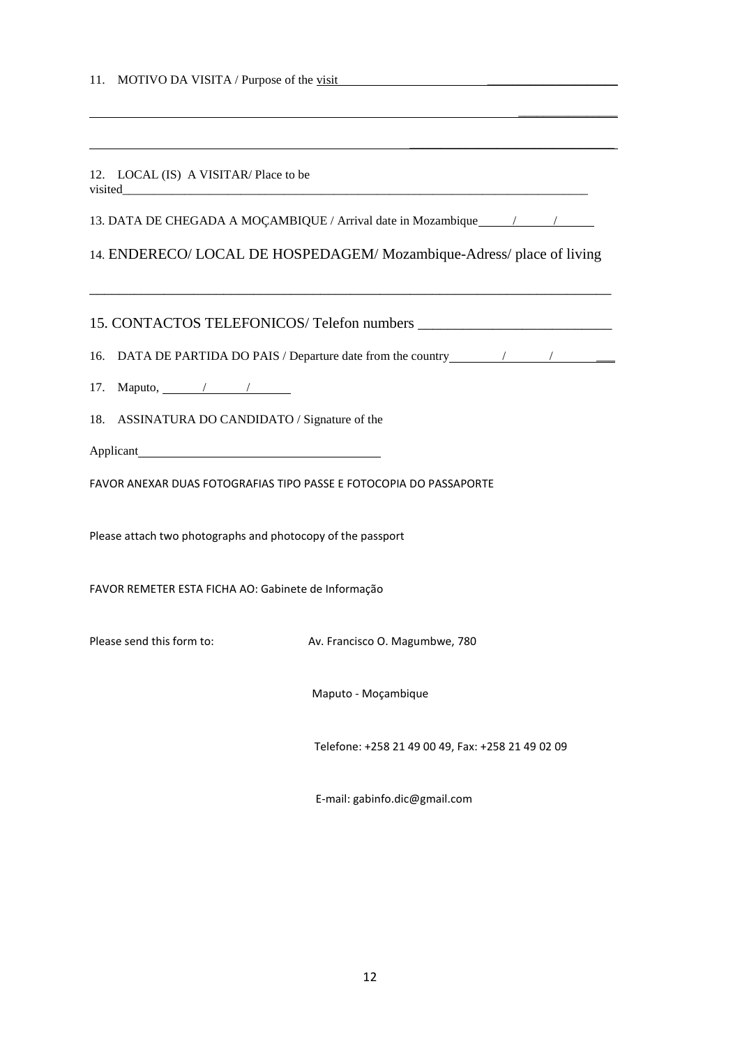11. MOTIVO DA VISITA / Purpose of the visit ____________________________________________

_______________________________________________________________________________

_______________________________________________________________________________

12. LOCAL (IS) A VISITAR/ Place to be visited_______________________________________________________________________________

13. DATA DE CHEGADA A MOÇAMBIQUE / Arrival date in Mozambique_____/_____/_____

14. ENDERECO/ LOCAL DE HOSPEDAGEM/ Mozambique-Adress/ place of living

_______________________________________________________________________________

15. CONTACTOS TELEFONICOS/ Telefon numbers ___________________________

16. DATA DE PARTIDA DO PAIS / Departure date from the country_______/_______/_______

17. Maputo, ______/______/______

18. ASSINATURA DO CANDIDATO / Signature of the

Applicant_______________________________________

FAVOR ANEXAR DUAS FOTOGRAFIAS TIPO PASSE E FOTOCOPIA DO PASSAPORTE

Please attach two photographs and photocopy of the passport

FAVOR REMETER ESTA FICHA AO: Gabinete de Informação

Please send this form to: Av. Francisco O. Magumbwe, 780

Maputo - Moçambique

Telefone: +258 21 49 00 49, Fax: +258 21 49 02 09

E-mail: gabinfo.dic@gmail.com